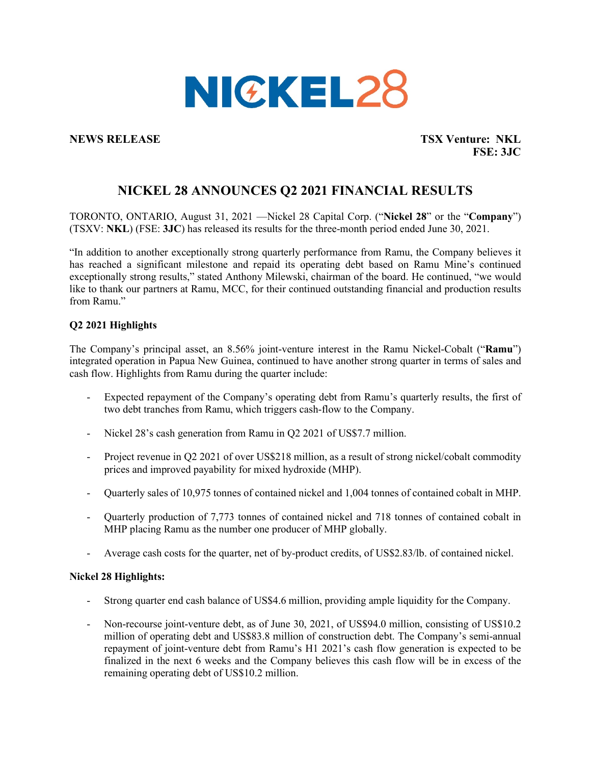# NICKEL28

**NEWS RELEASE**

**TSX Venture: NKL**
**FSE: 3JC**

## NICKEL 28 ANNOUNCES Q2 2021 FINANCIAL RESULTS

TORONTO, ONTARIO, August 31, 2021 —Nickel 28 Capital Corp. ("**Nickel 28**" or the "**Company**") (TSXV: **NKL**) (FSE: **3JC**) has released its results for the three-month period ended June 30, 2021.

"In addition to another exceptionally strong quarterly performance from Ramu, the Company believes it has reached a significant milestone and repaid its operating debt based on Ramu Mine's continued exceptionally strong results," stated Anthony Milewski, chairman of the board. He continued, "we would like to thank our partners at Ramu, MCC, for their continued outstanding financial and production results from Ramu."

### Q2 2021 Highlights

The Company's principal asset, an 8.56% joint-venture interest in the Ramu Nickel-Cobalt ("**Ramu**") integrated operation in Papua New Guinea, continued to have another strong quarter in terms of sales and cash flow. Highlights from Ramu during the quarter include:

- Expected repayment of the Company's operating debt from Ramu's quarterly results, the first of two debt tranches from Ramu, which triggers cash-flow to the Company.
- Nickel 28's cash generation from Ramu in Q2 2021 of US$7.7 million.
- Project revenue in Q2 2021 of over US$218 million, as a result of strong nickel/cobalt commodity prices and improved payability for mixed hydroxide (MHP).
- Quarterly sales of 10,975 tonnes of contained nickel and 1,004 tonnes of contained cobalt in MHP.
- Quarterly production of 7,773 tonnes of contained nickel and 718 tonnes of contained cobalt in MHP placing Ramu as the number one producer of MHP globally.
- Average cash costs for the quarter, net of by-product credits, of US$2.83/lb. of contained nickel.

### Nickel 28 Highlights:

- Strong quarter end cash balance of US$4.6 million, providing ample liquidity for the Company.
- Non-recourse joint-venture debt, as of June 30, 2021, of US$94.0 million, consisting of US$10.2 million of operating debt and US$83.8 million of construction debt. The Company's semi-annual repayment of joint-venture debt from Ramu's H1 2021's cash flow generation is expected to be finalized in the next 6 weeks and the Company believes this cash flow will be in excess of the remaining operating debt of US$10.2 million.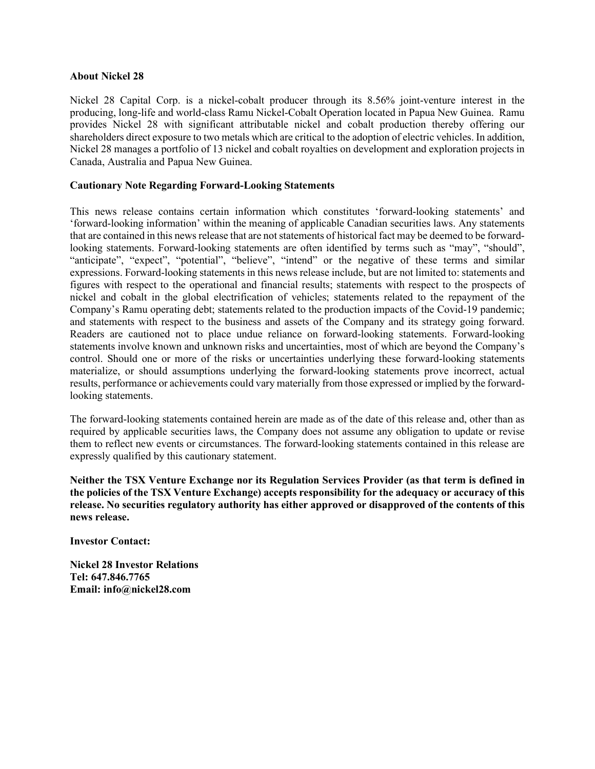**About Nickel 28**

Nickel 28 Capital Corp. is a nickel-cobalt producer through its 8.56% joint-venture interest in the producing, long-life and world-class Ramu Nickel-Cobalt Operation located in Papua New Guinea. Ramu provides Nickel 28 with significant attributable nickel and cobalt production thereby offering our shareholders direct exposure to two metals which are critical to the adoption of electric vehicles. In addition, Nickel 28 manages a portfolio of 13 nickel and cobalt royalties on development and exploration projects in Canada, Australia and Papua New Guinea.

**Cautionary Note Regarding Forward-Looking Statements**

This news release contains certain information which constitutes 'forward-looking statements' and 'forward-looking information' within the meaning of applicable Canadian securities laws. Any statements that are contained in this news release that are not statements of historical fact may be deemed to be forward-looking statements. Forward-looking statements are often identified by terms such as "may", "should", "anticipate", "expect", "potential", "believe", "intend" or the negative of these terms and similar expressions. Forward-looking statements in this news release include, but are not limited to: statements and figures with respect to the operational and financial results; statements with respect to the prospects of nickel and cobalt in the global electrification of vehicles; statements related to the repayment of the Company's Ramu operating debt; statements related to the production impacts of the Covid-19 pandemic; and statements with respect to the business and assets of the Company and its strategy going forward. Readers are cautioned not to place undue reliance on forward-looking statements. Forward-looking statements involve known and unknown risks and uncertainties, most of which are beyond the Company's control. Should one or more of the risks or uncertainties underlying these forward-looking statements materialize, or should assumptions underlying the forward-looking statements prove incorrect, actual results, performance or achievements could vary materially from those expressed or implied by the forward-looking statements.

The forward-looking statements contained herein are made as of the date of this release and, other than as required by applicable securities laws, the Company does not assume any obligation to update or revise them to reflect new events or circumstances. The forward-looking statements contained in this release are expressly qualified by this cautionary statement.

**Neither the TSX Venture Exchange nor its Regulation Services Provider (as that term is defined in the policies of the TSX Venture Exchange) accepts responsibility for the adequacy or accuracy of this release. No securities regulatory authority has either approved or disapproved of the contents of this news release.**

**Investor Contact:**

**Nickel 28 Investor Relations**
**Tel: 647.846.7765**
**Email: info@nickel28.com**